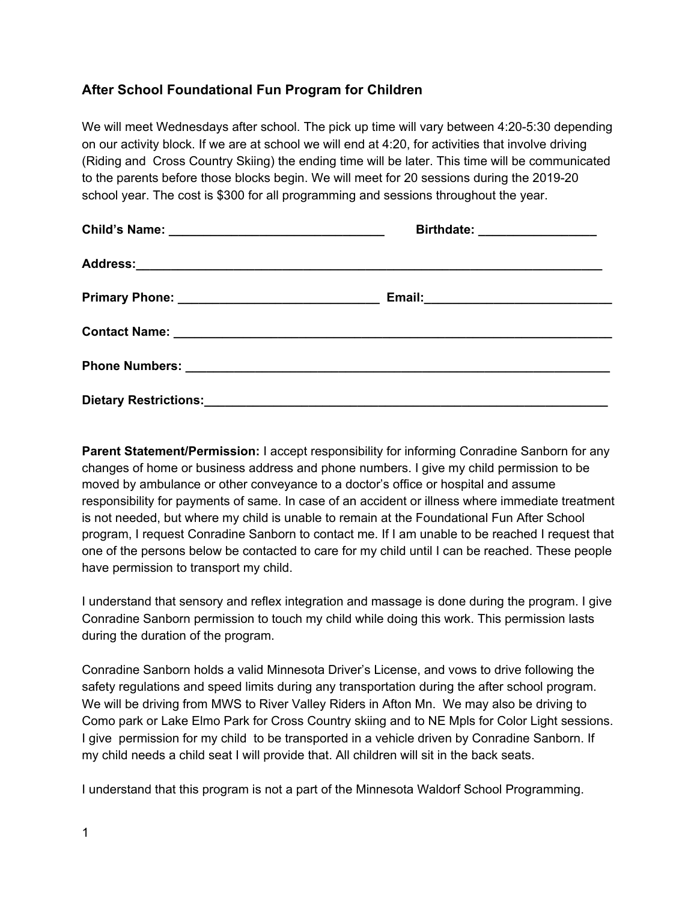### After School Foundational Fun Program for Children

We will meet Wednesdays after school. The pick up time will vary between 4:20-5:30 depending on our activity block. If we are at school we will end at 4:20, for activities that involve driving (Riding and Cross Country Skiing) the ending time will be later. This time will be communicated to the parents before those blocks begin. We will meet for 20 sessions during the 2019-20 school year. The cost is $300 for all programming and sessions throughout the year.

**Child's Name:** _______________________________ **Birthdate:** _________________

**Address:**_____________________________________________________________________

**Primary Phone:** _____________________________ **Email:**___________________________

**Contact Name:** ______________________________________________________________

**Phone Numbers:** _____________________________________________________________

**Dietary Restrictions:**_________________________________________________________

**Parent Statement/Permission:** I accept responsibility for informing Conradine Sanborn for any changes of home or business address and phone numbers. I give my child permission to be moved by ambulance or other conveyance to a doctor's office or hospital and assume responsibility for payments of same. In case of an accident or illness where immediate treatment is not needed, but where my child is unable to remain at the Foundational Fun After School program, I request Conradine Sanborn to contact me. If I am unable to be reached I request that one of the persons below be contacted to care for my child until I can be reached. These people have permission to transport my child.

I understand that sensory and reflex integration and massage is done during the program. I give Conradine Sanborn permission to touch my child while doing this work. This permission lasts during the duration of the program.

Conradine Sanborn holds a valid Minnesota Driver's License, and vows to drive following the safety regulations and speed limits during any transportation during the after school program. We will be driving from MWS to River Valley Riders in Afton Mn. We may also be driving to Como park or Lake Elmo Park for Cross Country skiing and to NE Mpls for Color Light sessions. I give permission for my child to be transported in a vehicle driven by Conradine Sanborn. If my child needs a child seat I will provide that. All children will sit in the back seats.

I understand that this program is not a part of the Minnesota Waldorf School Programming.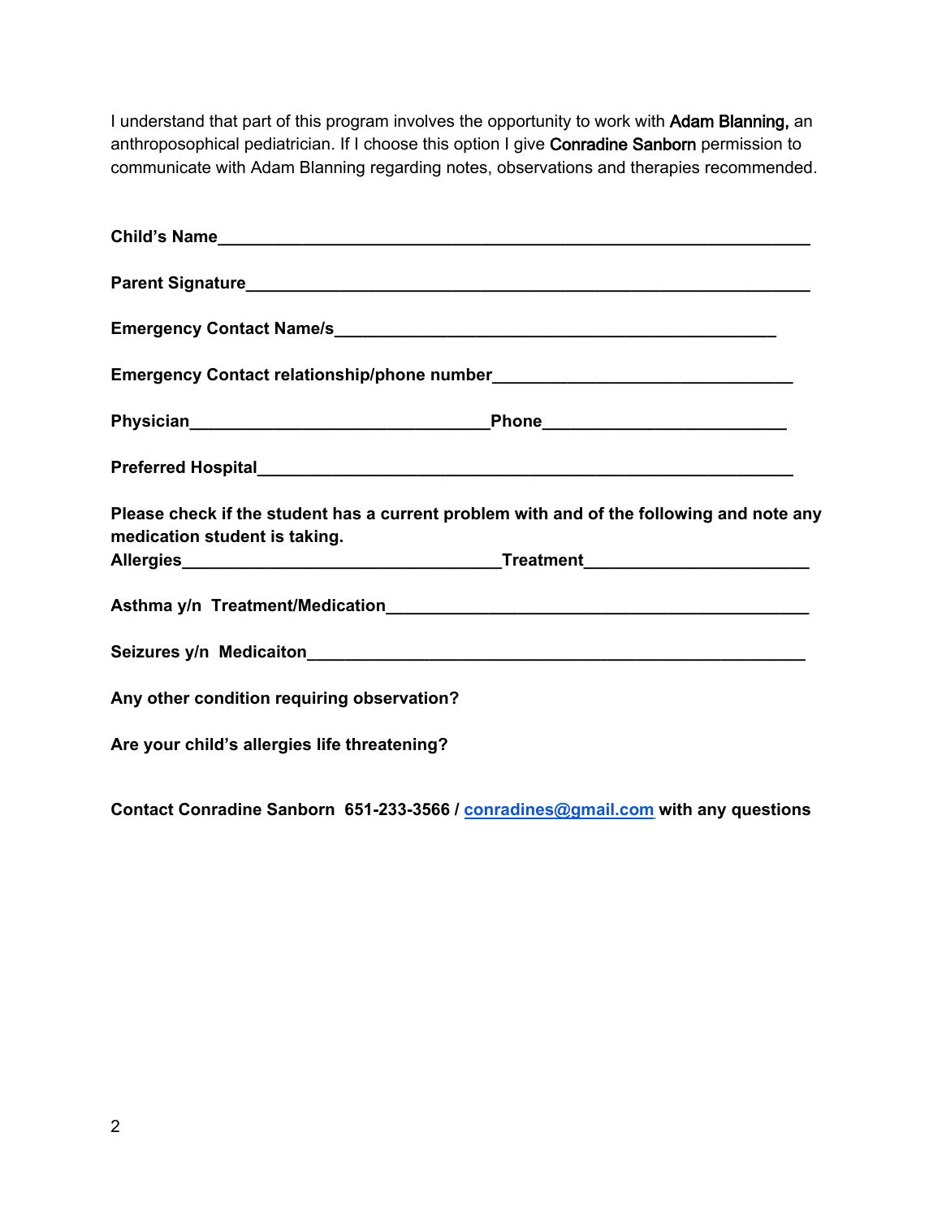I understand that part of this program involves the opportunity to work with Adam Blanning, an anthroposophical pediatrician. If I choose this option I give Conradine Sanborn permission to communicate with Adam Blanning regarding notes, observations and therapies recommended.

**Child's Name**\_\_\_\_\_\_\_\_\_\_\_\_\_\_\_\_\_\_\_\_\_\_\_\_\_\_\_\_\_\_\_\_\_\_\_\_\_\_\_\_\_\_\_\_\_\_\_\_\_\_\_\_\_\_\_\_\_\_\_\_\_\_

**Parent Signature**\_\_\_\_\_\_\_\_\_\_\_\_\_\_\_\_\_\_\_\_\_\_\_\_\_\_\_\_\_\_\_\_\_\_\_\_\_\_\_\_\_\_\_\_\_\_\_\_\_\_\_\_\_\_\_\_\_\_\_\_

**Emergency Contact Name/s**\_\_\_\_\_\_\_\_\_\_\_\_\_\_\_\_\_\_\_\_\_\_\_\_\_\_\_\_\_\_\_\_\_\_\_\_\_\_\_\_\_\_\_\_\_\_

**Emergency Contact relationship/phone number**\_\_\_\_\_\_\_\_\_\_\_\_\_\_\_\_\_\_\_\_\_\_\_\_\_\_\_\_\_\_\_\_

**Physician**\_\_\_\_\_\_\_\_\_\_\_\_\_\_\_\_\_\_\_\_\_\_\_\_\_\_\_\_\_\_\_\_**Phone**\_\_\_\_\_\_\_\_\_\_\_\_\_\_\_\_\_\_\_\_\_\_\_\_\_\_

**Preferred Hospital**\_\_\_\_\_\_\_\_\_\_\_\_\_\_\_\_\_\_\_\_\_\_\_\_\_\_\_\_\_\_\_\_\_\_\_\_\_\_\_\_\_\_\_\_\_\_\_\_\_\_\_\_\_\_\_\_\_\_

**Please check if the student has a current problem with and of the following and note any medication student is taking.**

**Allergies**\_\_\_\_\_\_\_\_\_\_\_\_\_\_\_\_\_\_\_\_\_\_\_\_\_\_\_\_\_\_\_\_\_\_\_**Treatment**\_\_\_\_\_\_\_\_\_\_\_\_\_\_\_\_\_\_\_\_\_\_\_\_

**Asthma y/n Treatment/Medication**\_\_\_\_\_\_\_\_\_\_\_\_\_\_\_\_\_\_\_\_\_\_\_\_\_\_\_\_\_\_\_\_\_\_\_\_\_\_\_\_\_\_\_\_\_

**Seizures y/n Medicaiton**\_\_\_\_\_\_\_\_\_\_\_\_\_\_\_\_\_\_\_\_\_\_\_\_\_\_\_\_\_\_\_\_\_\_\_\_\_\_\_\_\_\_\_\_\_\_\_\_\_\_\_\_\_

**Any other condition requiring observation?**

**Are your child's allergies life threatening?**

**Contact Conradine Sanborn 651-233-3566 / conradines@gmail.com with any questions**